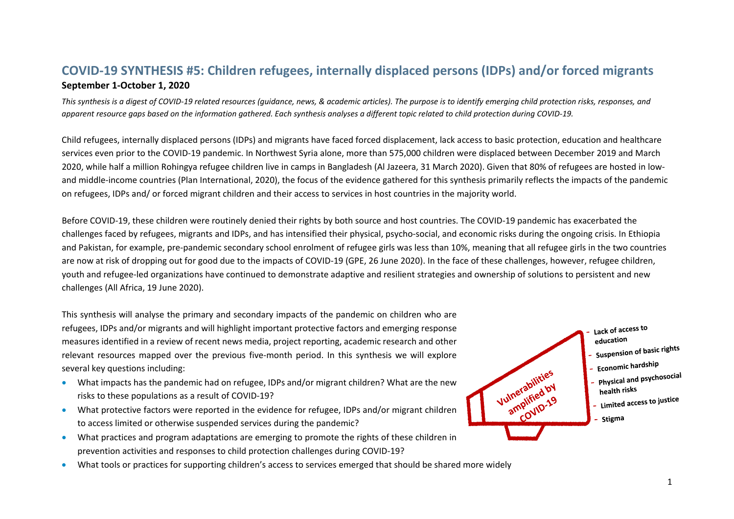# COVID-19 SYNTHESIS #5: Children refugees, internally displaced persons (IDPs) and/or forced migrants

**September 1-October 1, 2020**

*This synthesis is a digest of COVID-19 related resources (guidance, news, & academic articles). The purpose is to identify emerging child protection risks, responses, and apparent resource gaps based on the information gathered. Each synthesis analyses a different topic related to child protection during COVID-19.*

Child refugees, internally displaced persons (IDPs) and migrants have faced forced displacement, lack access to basic protection, education and healthcare services even prior to the COVID-19 pandemic. In Northwest Syria alone, more than 575,000 children were displaced between December 2019 and March 2020, while half a million Rohingya refugee children live in camps in Bangladesh (Al Jazeera, 31 March 2020). Given that 80% of refugees are hosted in low- and middle-income countries (Plan International, 2020), the focus of the evidence gathered for this synthesis primarily reflects the impacts of the pandemic on refugees, IDPs and/ or forced migrant children and their access to services in host countries in the majority world.

Before COVID-19, these children were routinely denied their rights by both source and host countries. The COVID-19 pandemic has exacerbated the challenges faced by refugees, migrants and IDPs, and has intensified their physical, psycho-social, and economic risks during the ongoing crisis. In Ethiopia and Pakistan, for example, pre-pandemic secondary school enrolment of refugee girls was less than 10%, meaning that all refugee girls in the two countries are now at risk of dropping out for good due to the impacts of COVID-19 (GPE, 26 June 2020). In the face of these challenges, however, refugee children, youth and refugee-led organizations have continued to demonstrate adaptive and resilient strategies and ownership of solutions to persistent and new challenges (All Africa, 19 June 2020).

This synthesis will analyse the primary and secondary impacts of the pandemic on children who are refugees, IDPs and/or migrants and will highlight important protective factors and emerging response measures identified in a review of recent news media, project reporting, academic research and other relevant resources mapped over the previous five-month period. In this synthesis we will explore several key questions including:

- What impacts has the pandemic had on refugee, IDPs and/or migrant children? What are the new risks to these populations as a result of COVID-19?
- What protective factors were reported in the evidence for refugee, IDPs and/or migrant children to access limited or otherwise suspended services during the pandemic?
- What practices and program adaptations are emerging to promote the rights of these children in prevention activities and responses to child protection challenges during COVID-19?
- What tools or practices for supporting children's access to services emerged that should be shared more widely

Vulnerabilities amplified by COVID-19

- Lack of access to education
- Suspension of basic rights
- Economic hardship
- Physical and psychosocial health risks
- Limited access to justice
- Stigma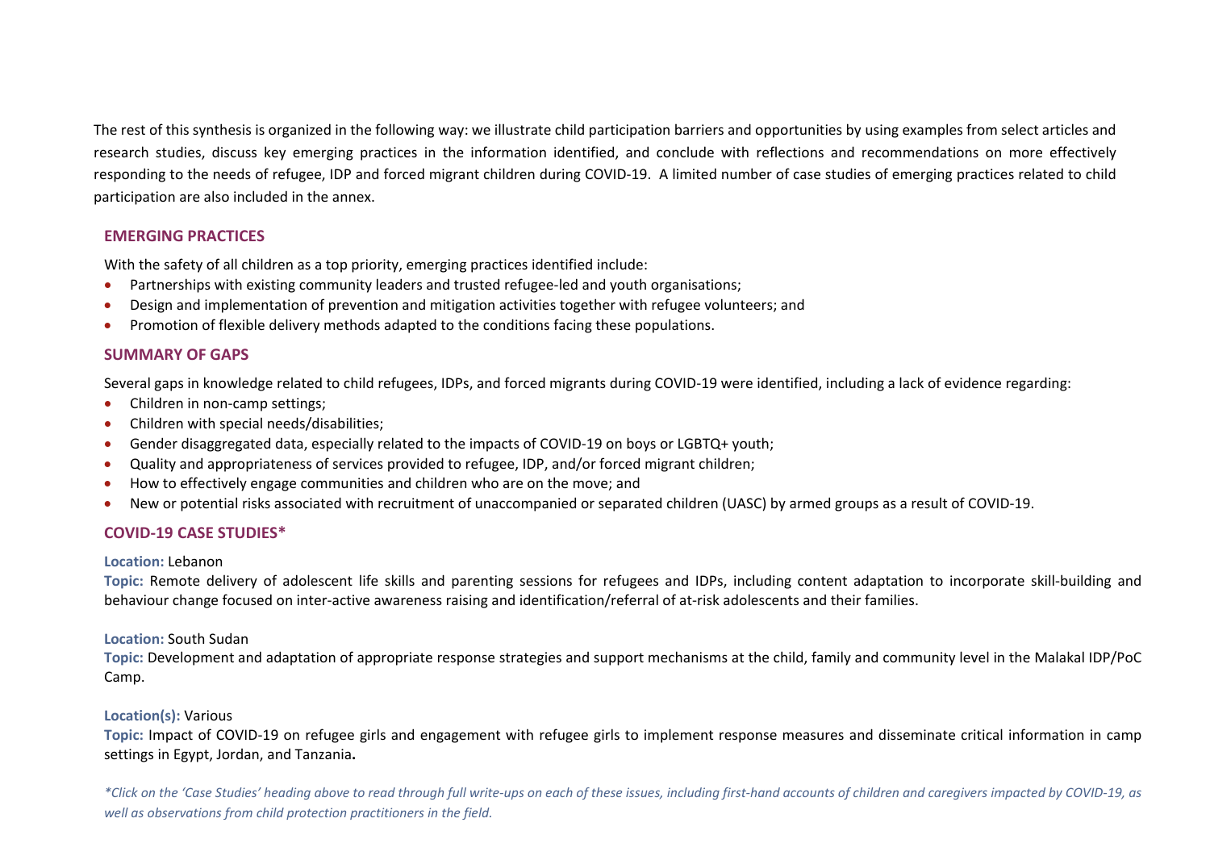The rest of this synthesis is organized in the following way: we illustrate child participation barriers and opportunities by using examples from select articles and research studies, discuss key emerging practices in the information identified, and conclude with reflections and recommendations on more effectively responding to the needs of refugee, IDP and forced migrant children during COVID-19. A limited number of case studies of emerging practices related to child participation are also included in the annex.

## EMERGING PRACTICES

With the safety of all children as a top priority, emerging practices identified include:

- Partnerships with existing community leaders and trusted refugee-led and youth organisations;
- Design and implementation of prevention and mitigation activities together with refugee volunteers; and
- Promotion of flexible delivery methods adapted to the conditions facing these populations.

## SUMMARY OF GAPS

Several gaps in knowledge related to child refugees, IDPs, and forced migrants during COVID-19 were identified, including a lack of evidence regarding:

- Children in non-camp settings;
- Children with special needs/disabilities;
- Gender disaggregated data, especially related to the impacts of COVID-19 on boys or LGBTQ+ youth;
- Quality and appropriateness of services provided to refugee, IDP, and/or forced migrant children;
- How to effectively engage communities and children who are on the move; and
- New or potential risks associated with recruitment of unaccompanied or separated children (UASC) by armed groups as a result of COVID-19.

## COVID-19 CASE STUDIES*

**Location:** Lebanon
**Topic:** Remote delivery of adolescent life skills and parenting sessions for refugees and IDPs, including content adaptation to incorporate skill-building and behaviour change focused on inter-active awareness raising and identification/referral of at-risk adolescents and their families.

**Location:** South Sudan
**Topic:** Development and adaptation of appropriate response strategies and support mechanisms at the child, family and community level in the Malakal IDP/PoC Camp.

**Location(s):** Various
**Topic:** Impact of COVID-19 on refugee girls and engagement with refugee girls to implement response measures and disseminate critical information in camp settings in Egypt, Jordan, and Tanzania**.**

*\*Click on the 'Case Studies' heading above to read through full write-ups on each of these issues, including first-hand accounts of children and caregivers impacted by COVID-19, as well as observations from child protection practitioners in the field.*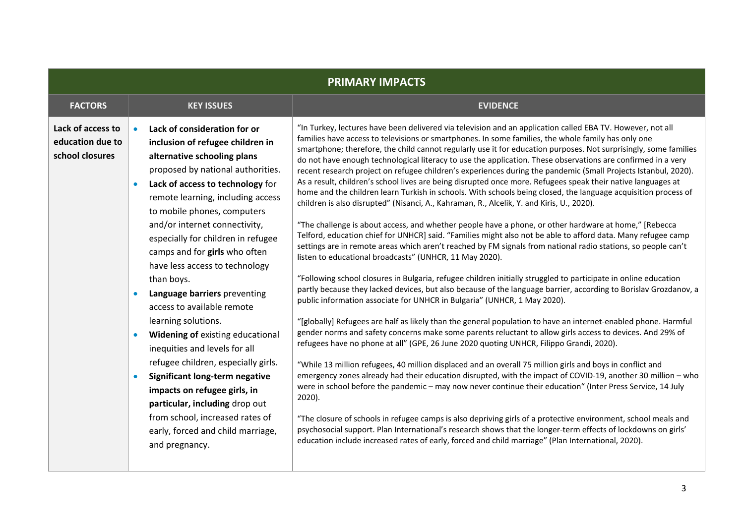| PRIMARY IMPACTS | | |
|---|---|---|
| **FACTORS** | **KEY ISSUES** | **EVIDENCE** |
| **Lack of access to education due to school closures** | • **Lack of consideration for or inclusion of refugee children in alternative schooling plans** proposed by national authorities.<br>• **Lack of access to technology** for remote learning, including access to mobile phones, computers and/or internet connectivity, especially for children in refugee camps and for **girls** who often have less access to technology than boys.<br>• **Language barriers** preventing access to available remote learning solutions.<br>• **Widening of** existing educational inequities and levels for all refugee children, especially girls.<br>• **Significant long-term negative impacts on refugee girls, in particular, including** drop out from school, increased rates of early, forced and child marriage, and pregnancy. | "In Turkey, lectures have been delivered via television and an application called EBA TV. However, not all families have access to televisions or smartphones. In some families, the whole family has only one smartphone; therefore, the child cannot regularly use it for education purposes. Not surprisingly, some families do not have enough technological literacy to use the application. These observations are confirmed in a very recent research project on refugee children's experiences during the pandemic (Small Projects Istanbul, 2020). As a result, children's school lives are being disrupted once more. Refugees speak their native languages at home and the children learn Turkish in schools. With schools being closed, the language acquisition process of children is also disrupted" (Nisanci, A., Kahraman, R., Alcelik, Y. and Kiris, U., 2020).<br><br>"The challenge is about access, and whether people have a phone, or other hardware at home," [Rebecca Telford, education chief for UNHCR] said. "Families might also not be able to afford data. Many refugee camp settings are in remote areas which aren't reached by FM signals from national radio stations, so people can't listen to educational broadcasts" (UNHCR, 11 May 2020).<br><br>"Following school closures in Bulgaria, refugee children initially struggled to participate in online education partly because they lacked devices, but also because of the language barrier, according to Borislav Grozdanov, a public information associate for UNHCR in Bulgaria" (UNHCR, 1 May 2020).<br><br>"[globally] Refugees are half as likely than the general population to have an internet-enabled phone. Harmful gender norms and safety concerns make some parents reluctant to allow girls access to devices. And 29% of refugees have no phone at all" (GPE, 26 June 2020 quoting UNHCR, Filippo Grandi, 2020).<br><br>"While 13 million refugees, 40 million displaced and an overall 75 million girls and boys in conflict and emergency zones already had their education disrupted, with the impact of COVID-19, another 30 million – who were in school before the pandemic – may now never continue their education" (Inter Press Service, 14 July 2020).<br><br>"The closure of schools in refugee camps is also depriving girls of a protective environment, school meals and psychosocial support. Plan International's research shows that the longer-term effects of lockdowns on girls' education include increased rates of early, forced and child marriage" (Plan International, 2020). |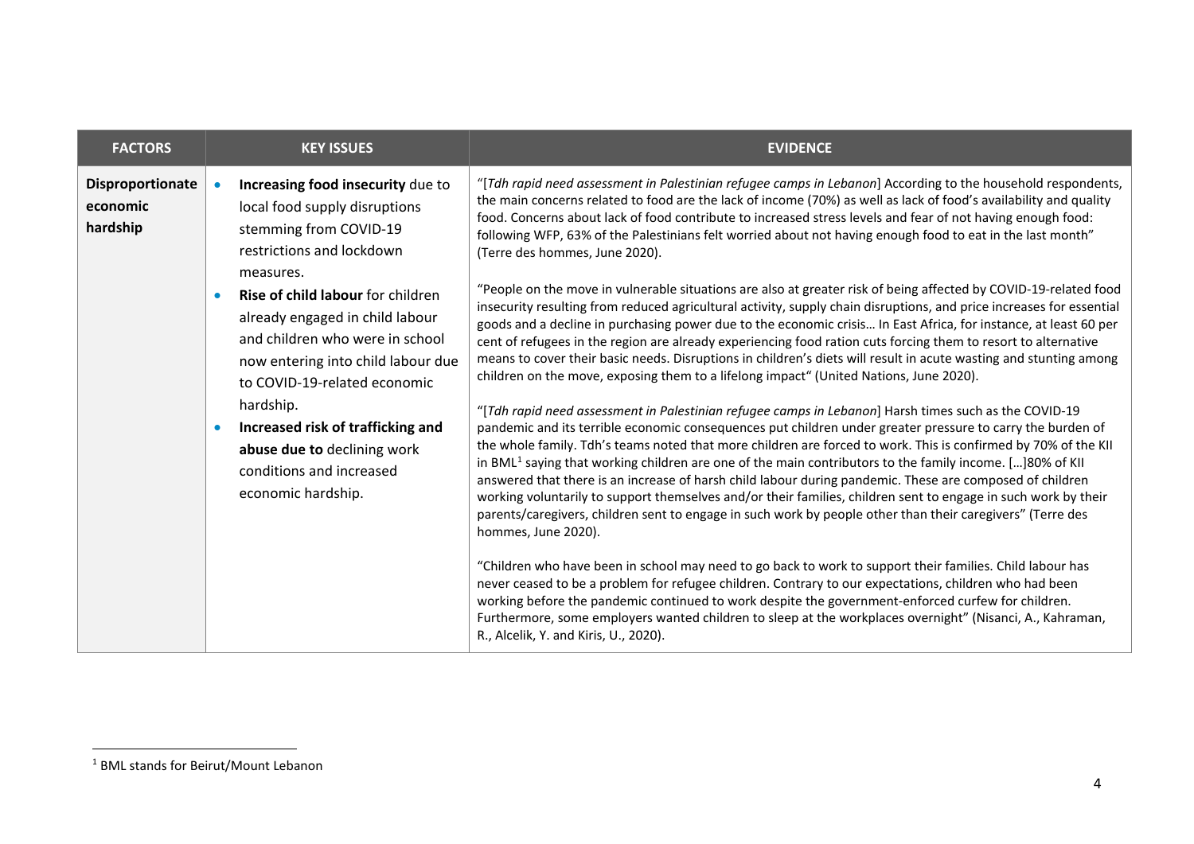| FACTORS | KEY ISSUES | EVIDENCE |
|---|---|---|
| **Disproportionate economic hardship** | • **Increasing food insecurity** due to local food supply disruptions stemming from COVID-19 restrictions and lockdown measures.<br>• **Rise of child labour** for children already engaged in child labour and children who were in school now entering into child labour due to COVID-19-related economic hardship.<br>• **Increased risk of trafficking and abuse due to** declining work conditions and increased economic hardship. | "[*Tdh rapid need assessment in Palestinian refugee camps in Lebanon*] According to the household respondents, the main concerns related to food are the lack of income (70%) as well as lack of food's availability and quality food. Concerns about lack of food contribute to increased stress levels and fear of not having enough food: following WFP, 63% of the Palestinians felt worried about not having enough food to eat in the last month" (Terre des hommes, June 2020).<br><br>"People on the move in vulnerable situations are also at greater risk of being affected by COVID-19-related food insecurity resulting from reduced agricultural activity, supply chain disruptions, and price increases for essential goods and a decline in purchasing power due to the economic crisis… In East Africa, for instance, at least 60 per cent of refugees in the region are already experiencing food ration cuts forcing them to resort to alternative means to cover their basic needs. Disruptions in children's diets will result in acute wasting and stunting among children on the move, exposing them to a lifelong impact" (United Nations, June 2020).<br><br>"[*Tdh rapid need assessment in Palestinian refugee camps in Lebanon*] Harsh times such as the COVID-19 pandemic and its terrible economic consequences put children under greater pressure to carry the burden of the whole family. Tdh's teams noted that more children are forced to work. This is confirmed by 70% of the KII in BML[1] saying that working children are one of the main contributors to the family income. […]80% of KII answered that there is an increase of harsh child labour during pandemic. These are composed of children working voluntarily to support themselves and/or their families, children sent to engage in such work by their parents/caregivers, children sent to engage in such work by people other than their caregivers" (Terre des hommes, June 2020).<br><br>"Children who have been in school may need to go back to work to support their families. Child labour has never ceased to be a problem for refugee children. Contrary to our expectations, children who had been working before the pandemic continued to work despite the government-enforced curfew for children. Furthermore, some employers wanted children to sleep at the workplaces overnight" (Nisanci, A., Kahraman, R., Alcelik, Y. and Kiris, U., 2020). |

[1] BML stands for Beirut/Mount Lebanon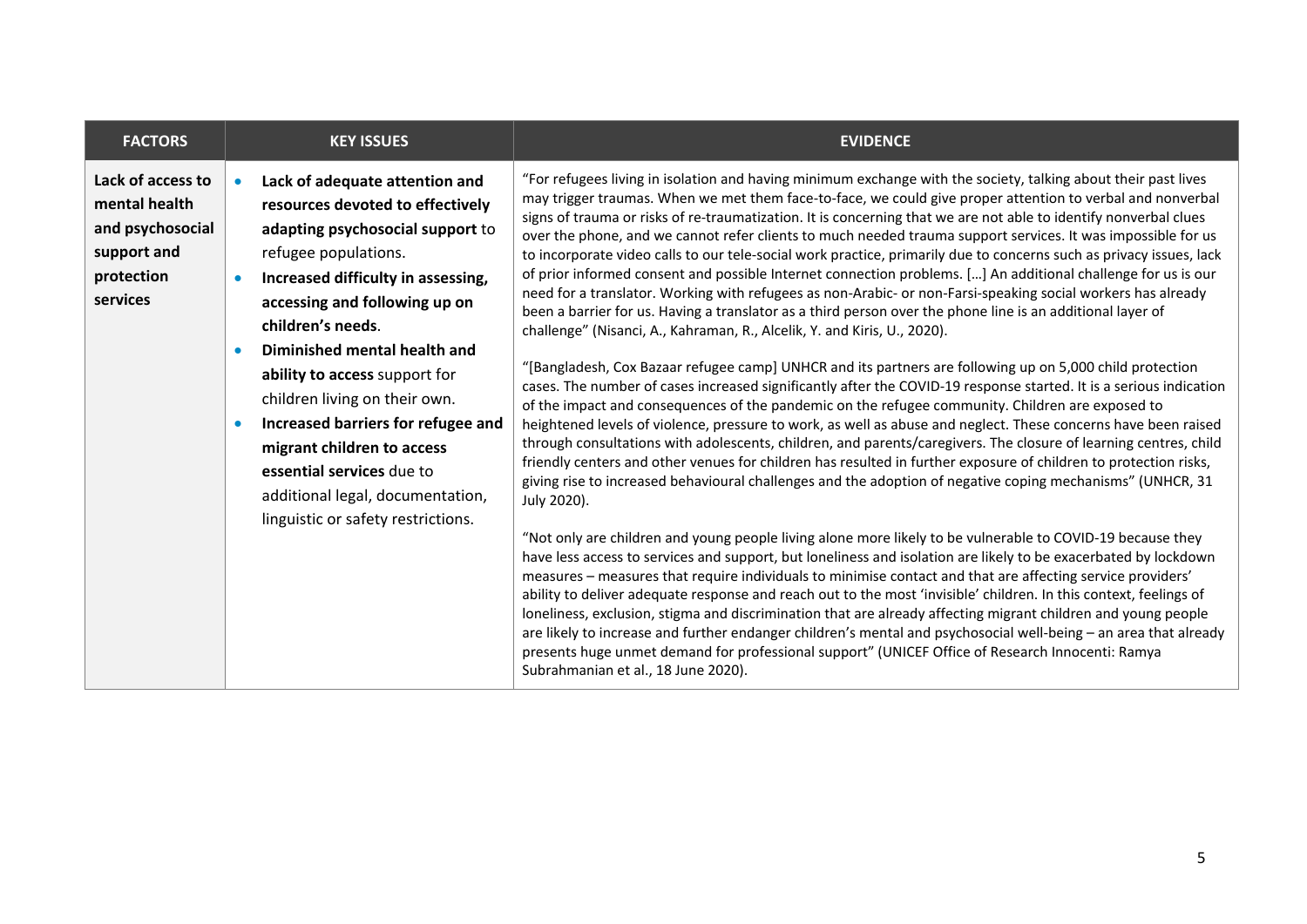| FACTORS | KEY ISSUES | EVIDENCE |
|---|---|---|
| **Lack of access to mental health and psychosocial support and protection services** | • **Lack of adequate attention and resources devoted to effectively adapting psychosocial support** to refugee populations.<br>• **Increased difficulty in assessing, accessing and following up on children's needs**.<br>• **Diminished mental health and ability to access** support for children living on their own.<br>• **Increased barriers for refugee and migrant children to access essential services** due to additional legal, documentation, linguistic or safety restrictions. | "For refugees living in isolation and having minimum exchange with the society, talking about their past lives may trigger traumas. When we met them face-to-face, we could give proper attention to verbal and nonverbal signs of trauma or risks of re-traumatization. It is concerning that we are not able to identify nonverbal clues over the phone, and we cannot refer clients to much needed trauma support services. It was impossible for us to incorporate video calls to our tele-social work practice, primarily due to concerns such as privacy issues, lack of prior informed consent and possible Internet connection problems. […] An additional challenge for us is our need for a translator. Working with refugees as non-Arabic- or non-Farsi-speaking social workers has already been a barrier for us. Having a translator as a third person over the phone line is an additional layer of challenge" (Nisanci, A., Kahraman, R., Alcelik, Y. and Kiris, U., 2020).<br><br>"[Bangladesh, Cox Bazaar refugee camp] UNHCR and its partners are following up on 5,000 child protection cases. The number of cases increased significantly after the COVID-19 response started. It is a serious indication of the impact and consequences of the pandemic on the refugee community. Children are exposed to heightened levels of violence, pressure to work, as well as abuse and neglect. These concerns have been raised through consultations with adolescents, children, and parents/caregivers. The closure of learning centres, child friendly centers and other venues for children has resulted in further exposure of children to protection risks, giving rise to increased behavioural challenges and the adoption of negative coping mechanisms" (UNHCR, 31 July 2020).<br><br>"Not only are children and young people living alone more likely to be vulnerable to COVID-19 because they have less access to services and support, but loneliness and isolation are likely to be exacerbated by lockdown measures – measures that require individuals to minimise contact and that are affecting service providers' ability to deliver adequate response and reach out to the most 'invisible' children. In this context, feelings of loneliness, exclusion, stigma and discrimination that are already affecting migrant children and young people are likely to increase and further endanger children's mental and psychosocial well-being – an area that already presents huge unmet demand for professional support" (UNICEF Office of Research Innocenti: Ramya Subrahmanian et al., 18 June 2020). |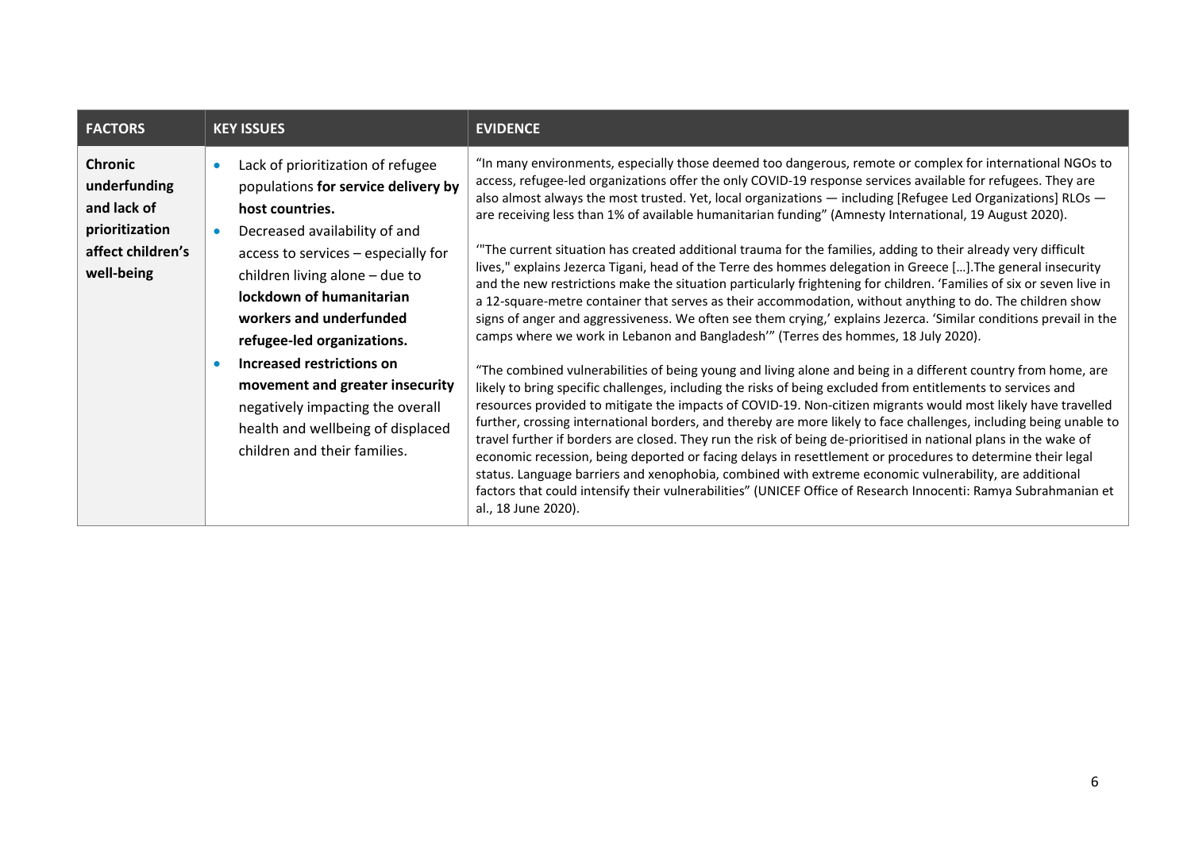| FACTORS | KEY ISSUES | EVIDENCE |
|---|---|---|
| **Chronic underfunding and lack of prioritization affect children's well-being** | • Lack of prioritization of refugee populations **for service delivery by host countries.**<br>• Decreased availability of and access to services – especially for children living alone – due to **lockdown of humanitarian workers and underfunded refugee-led organizations.**<br>• **Increased restrictions on movement and greater insecurity** negatively impacting the overall health and wellbeing of displaced children and their families. | "In many environments, especially those deemed too dangerous, remote or complex for international NGOs to access, refugee-led organizations offer the only COVID-19 response services available for refugees. They are also almost always the most trusted. Yet, local organizations — including [Refugee Led Organizations] RLOs — are receiving less than 1% of available humanitarian funding" (Amnesty International, 19 August 2020).<br><br>'"The current situation has created additional trauma for the families, adding to their already very difficult lives," explains Jezerca Tigani, head of the Terre des hommes delegation in Greece […].The general insecurity and the new restrictions make the situation particularly frightening for children. 'Families of six or seven live in a 12-square-metre container that serves as their accommodation, without anything to do. The children show signs of anger and aggressiveness. We often see them crying,' explains Jezerca. 'Similar conditions prevail in the camps where we work in Lebanon and Bangladesh'" (Terres des hommes, 18 July 2020).<br><br>"The combined vulnerabilities of being young and living alone and being in a different country from home, are likely to bring specific challenges, including the risks of being excluded from entitlements to services and resources provided to mitigate the impacts of COVID-19. Non-citizen migrants would most likely have travelled further, crossing international borders, and thereby are more likely to face challenges, including being unable to travel further if borders are closed. They run the risk of being de-prioritised in national plans in the wake of economic recession, being deported or facing delays in resettlement or procedures to determine their legal status. Language barriers and xenophobia, combined with extreme economic vulnerability, are additional factors that could intensify their vulnerabilities" (UNICEF Office of Research Innocenti: Ramya Subrahmanian et al., 18 June 2020). |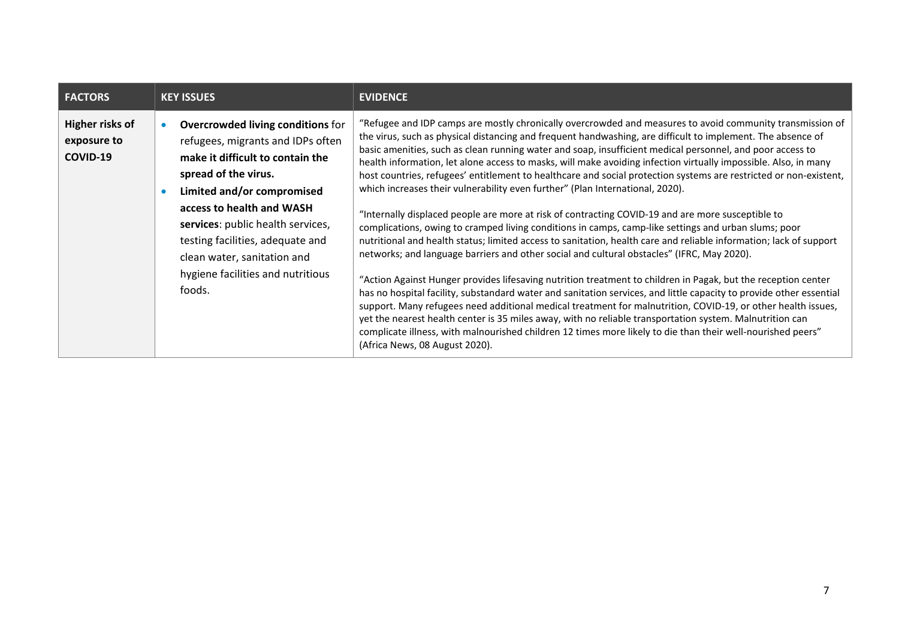| FACTORS | KEY ISSUES | EVIDENCE |
|---|---|---|
| **Higher risks of exposure to COVID-19** | • **Overcrowded living conditions** for refugees, migrants and IDPs often **make it difficult to contain the spread of the virus.**<br>• **Limited and/or compromised access to health and WASH services**: public health services, testing facilities, adequate and clean water, sanitation and hygiene facilities and nutritious foods. | "Refugee and IDP camps are mostly chronically overcrowded and measures to avoid community transmission of the virus, such as physical distancing and frequent handwashing, are difficult to implement. The absence of basic amenities, such as clean running water and soap, insufficient medical personnel, and poor access to health information, let alone access to masks, will make avoiding infection virtually impossible. Also, in many host countries, refugees' entitlement to healthcare and social protection systems are restricted or non-existent, which increases their vulnerability even further" (Plan International, 2020).<br><br>"Internally displaced people are more at risk of contracting COVID-19 and are more susceptible to complications, owing to cramped living conditions in camps, camp-like settings and urban slums; poor nutritional and health status; limited access to sanitation, health care and reliable information; lack of support networks; and language barriers and other social and cultural obstacles" (IFRC, May 2020).<br><br>"Action Against Hunger provides lifesaving nutrition treatment to children in Pagak, but the reception center has no hospital facility, substandard water and sanitation services, and little capacity to provide other essential support. Many refugees need additional medical treatment for malnutrition, COVID-19, or other health issues, yet the nearest health center is 35 miles away, with no reliable transportation system. Malnutrition can complicate illness, with malnourished children 12 times more likely to die than their well-nourished peers" (Africa News, 08 August 2020). |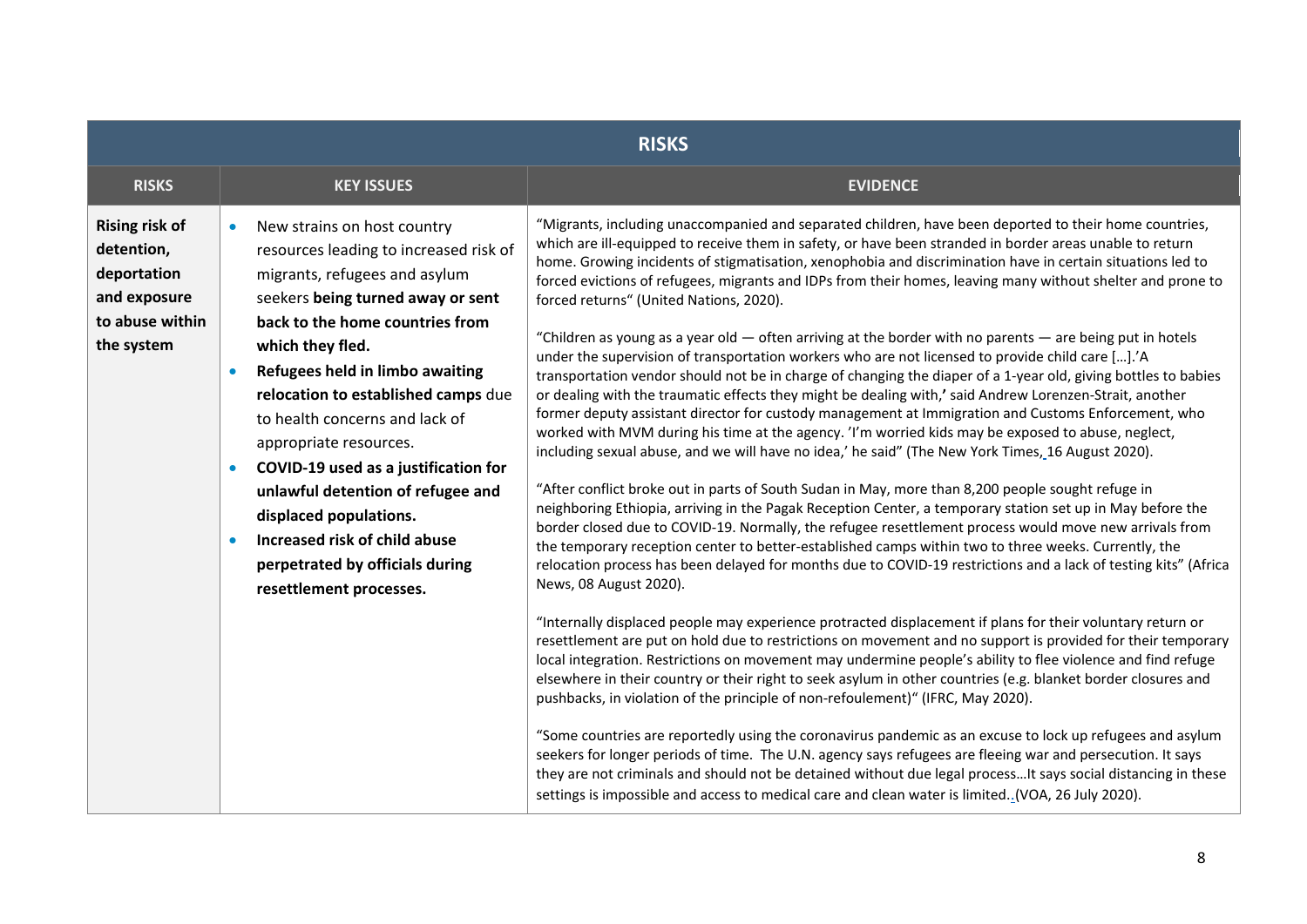| RISKS | | |
|---|---|---|
| **RISKS** | **KEY ISSUES** | **EVIDENCE** |
| **Rising risk of detention, deportation and exposure to abuse within the system** | • New strains on host country resources leading to increased risk of migrants, refugees and asylum seekers **being turned away or sent back to the home countries from which they fled.**<br>• **Refugees held in limbo awaiting relocation to established camps** due to health concerns and lack of appropriate resources.<br>• **COVID-19 used as a justification for unlawful detention of refugee and displaced populations.**<br>• **Increased risk of child abuse perpetrated by officials during resettlement processes.** | "Migrants, including unaccompanied and separated children, have been deported to their home countries, which are ill-equipped to receive them in safety, or have been stranded in border areas unable to return home. Growing incidents of stigmatisation, xenophobia and discrimination have in certain situations led to forced evictions of refugees, migrants and IDPs from their homes, leaving many without shelter and prone to forced returns" (United Nations, 2020).<br><br>"Children as young as a year old — often arriving at the border with no parents — are being put in hotels under the supervision of transportation workers who are not licensed to provide child care […].'A transportation vendor should not be in charge of changing the diaper of a 1-year old, giving bottles to babies or dealing with the traumatic effects they might be dealing with,' said Andrew Lorenzen-Strait, another former deputy assistant director for custody management at Immigration and Customs Enforcement, who worked with MVM during his time at the agency. 'I'm worried kids may be exposed to abuse, neglect, including sexual abuse, and we will have no idea,' he said" (The New York Times, 16 August 2020).<br><br>"After conflict broke out in parts of South Sudan in May, more than 8,200 people sought refuge in neighboring Ethiopia, arriving in the Pagak Reception Center, a temporary station set up in May before the border closed due to COVID-19. Normally, the refugee resettlement process would move new arrivals from the temporary reception center to better-established camps within two to three weeks. Currently, the relocation process has been delayed for months due to COVID-19 restrictions and a lack of testing kits" (Africa News, 08 August 2020).<br><br>"Internally displaced people may experience protracted displacement if plans for their voluntary return or resettlement are put on hold due to restrictions on movement and no support is provided for their temporary local integration. Restrictions on movement may undermine people's ability to flee violence and find refuge elsewhere in their country or their right to seek asylum in other countries (e.g. blanket border closures and pushbacks, in violation of the principle of non-refoulement)" (IFRC, May 2020).<br><br>"Some countries are reportedly using the coronavirus pandemic as an excuse to lock up refugees and asylum seekers for longer periods of time. The U.N. agency says refugees are fleeing war and persecution. It says they are not criminals and should not be detained without due legal process…It says social distancing in these settings is impossible and access to medical care and clean water is limited. (VOA, 26 July 2020). |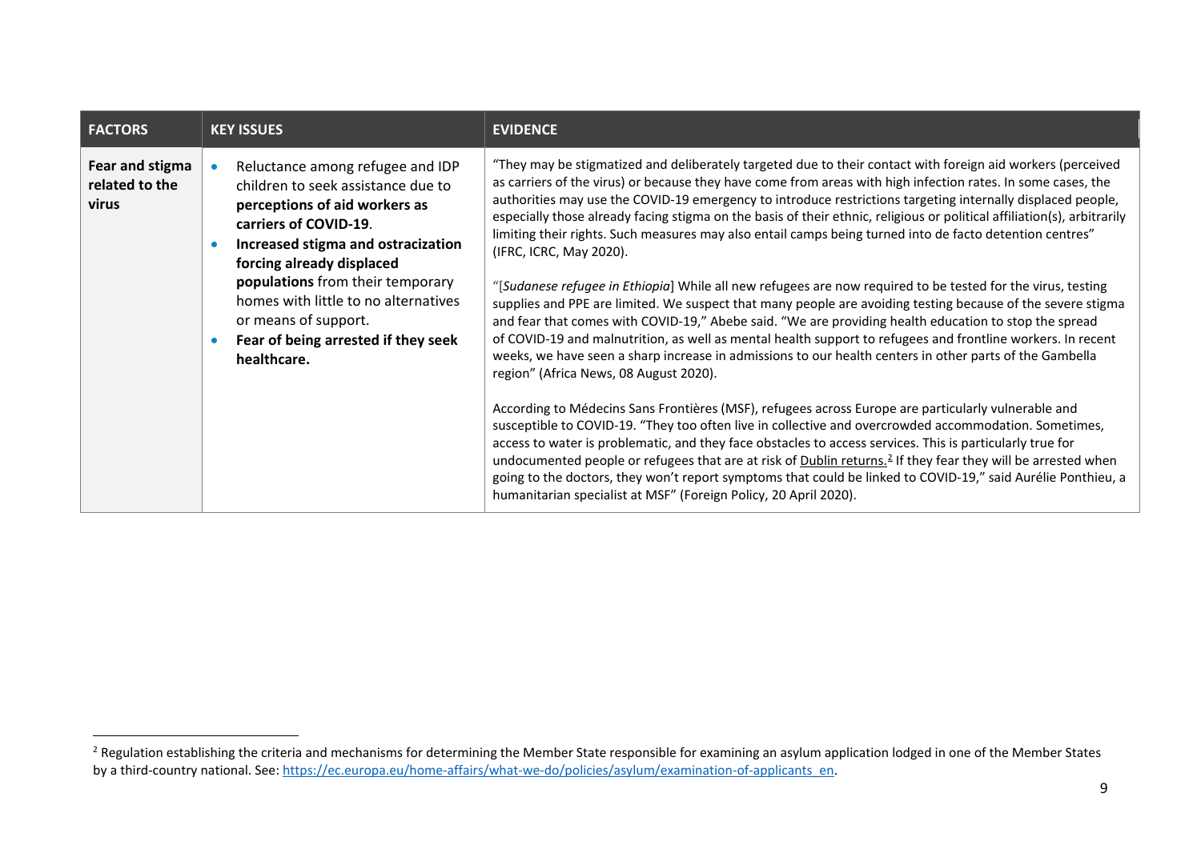| FACTORS | KEY ISSUES | EVIDENCE |
|---|---|---|
| **Fear and stigma related to the virus** | • Reluctance among refugee and IDP children to seek assistance due to **perceptions of aid workers as carriers of COVID-19**.<br>• **Increased stigma and ostracization forcing already displaced populations** from their temporary homes with little to no alternatives or means of support.<br>• **Fear of being arrested if they seek healthcare.** | "They may be stigmatized and deliberately targeted due to their contact with foreign aid workers (perceived as carriers of the virus) or because they have come from areas with high infection rates. In some cases, the authorities may use the COVID-19 emergency to introduce restrictions targeting internally displaced people, especially those already facing stigma on the basis of their ethnic, religious or political affiliation(s), arbitrarily limiting their rights. Such measures may also entail camps being turned into de facto detention centres" (IFRC, ICRC, May 2020).<br><br>"[*Sudanese refugee in Ethiopia*] While all new refugees are now required to be tested for the virus, testing supplies and PPE are limited. We suspect that many people are avoiding testing because of the severe stigma and fear that comes with COVID-19," Abebe said. "We are providing health education to stop the spread of COVID-19 and malnutrition, as well as mental health support to refugees and frontline workers. In recent weeks, we have seen a sharp increase in admissions to our health centers in other parts of the Gambella region" (Africa News, 08 August 2020).<br><br>According to Médecins Sans Frontières (MSF), refugees across Europe are particularly vulnerable and susceptible to COVID-19. "They too often live in collective and overcrowded accommodation. Sometimes, access to water is problematic, and they face obstacles to access services. This is particularly true for undocumented people or refugees that are at risk of Dublin returns.[2] If they fear they will be arrested when going to the doctors, they won't report symptoms that could be linked to COVID-19," said Aurélie Ponthieu, a humanitarian specialist at MSF" (Foreign Policy, 20 April 2020). |

[2] Regulation establishing the criteria and mechanisms for determining the Member State responsible for examining an asylum application lodged in one of the Member States by a third-country national. See: https://ec.europa.eu/home-affairs/what-we-do/policies/asylum/examination-of-applicants_en.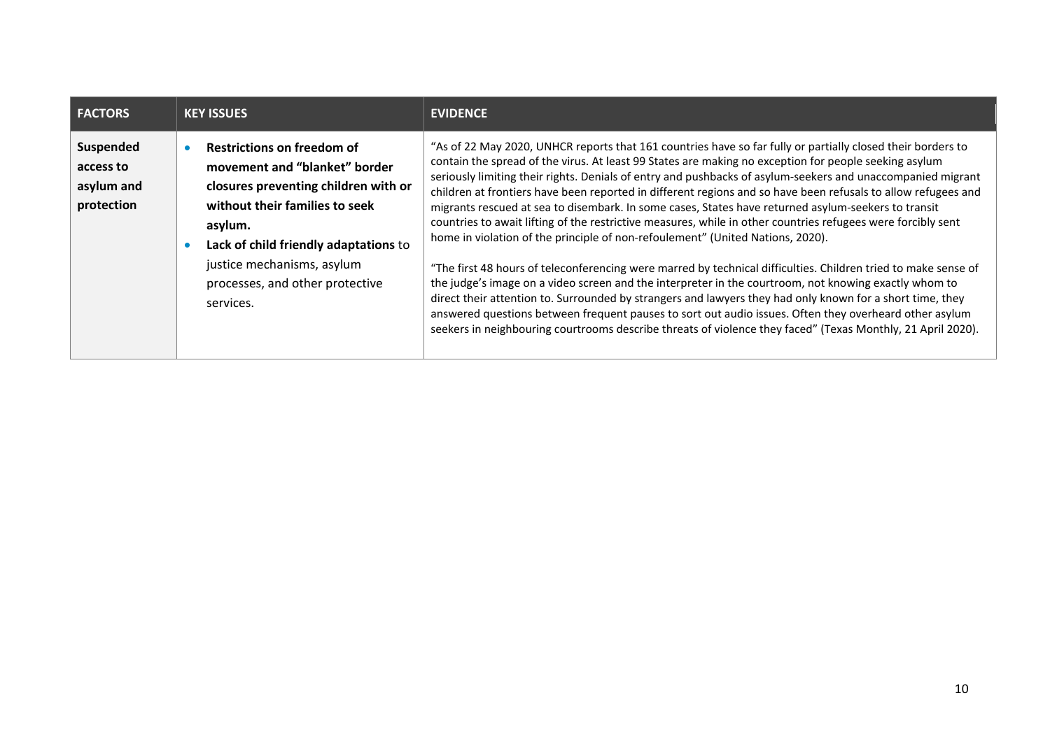| FACTORS | KEY ISSUES | EVIDENCE |
|---|---|---|
| **Suspended access to asylum and protection** | • **Restrictions on freedom of movement and "blanket" border closures preventing children with or without their families to seek asylum.**<br>• **Lack of child friendly adaptations** to justice mechanisms, asylum processes, and other protective services. | "As of 22 May 2020, UNHCR reports that 161 countries have so far fully or partially closed their borders to contain the spread of the virus. At least 99 States are making no exception for people seeking asylum seriously limiting their rights. Denials of entry and pushbacks of asylum-seekers and unaccompanied migrant children at frontiers have been reported in different regions and so have been refusals to allow refugees and migrants rescued at sea to disembark. In some cases, States have returned asylum-seekers to transit countries to await lifting of the restrictive measures, while in other countries refugees were forcibly sent home in violation of the principle of non-refoulement" (United Nations, 2020).<br><br>"The first 48 hours of teleconferencing were marred by technical difficulties. Children tried to make sense of the judge's image on a video screen and the interpreter in the courtroom, not knowing exactly whom to direct their attention to. Surrounded by strangers and lawyers they had only known for a short time, they answered questions between frequent pauses to sort out audio issues. Often they overheard other asylum seekers in neighbouring courtrooms describe threats of violence they faced" (Texas Monthly, 21 April 2020). |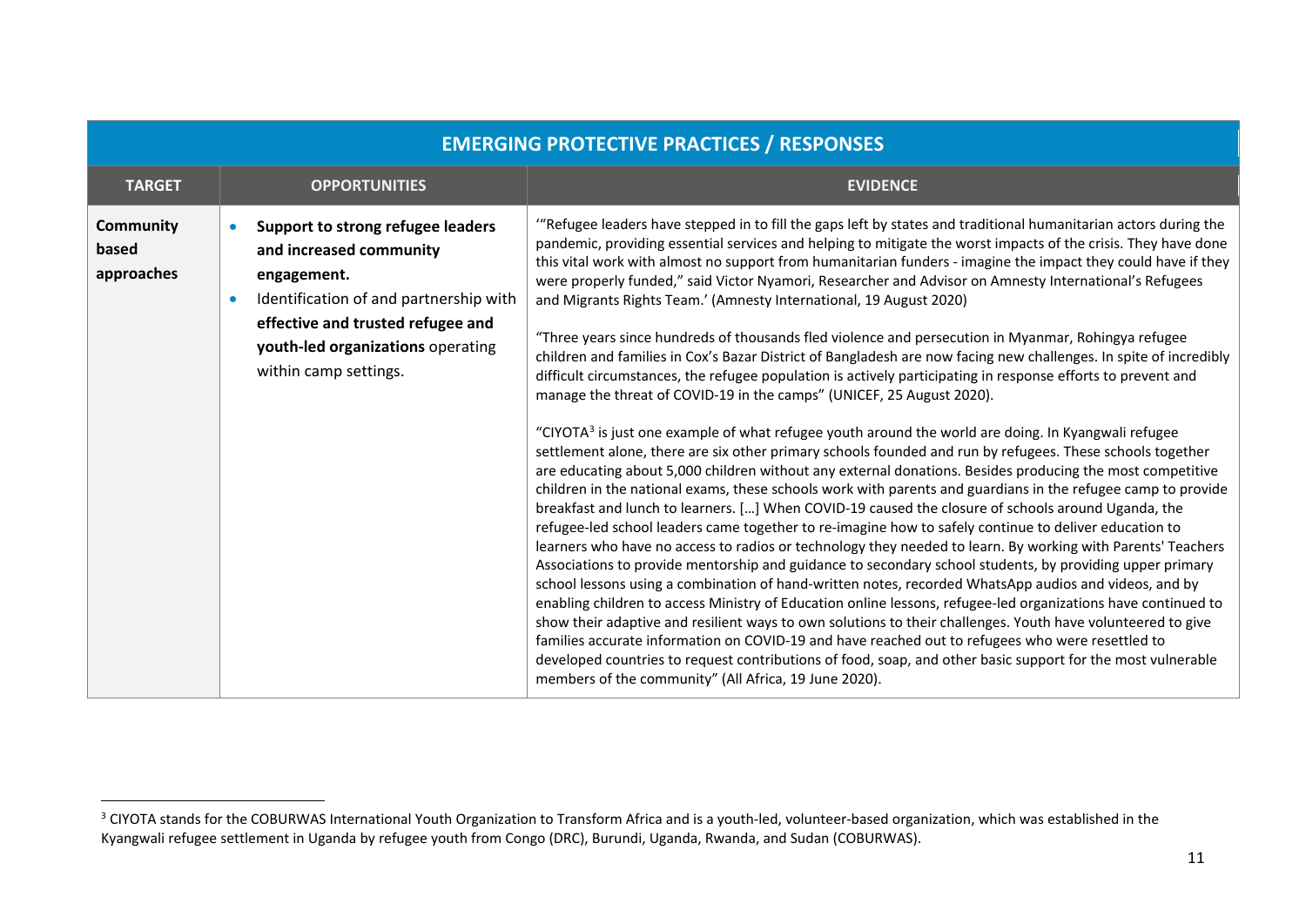| EMERGING PROTECTIVE PRACTICES / RESPONSES | | |
|---|---|---|
| **TARGET** | **OPPORTUNITIES** | **EVIDENCE** |
| **Community based approaches** | • **Support to strong refugee leaders and increased community engagement.**<br>• Identification of and partnership with **effective and trusted refugee and youth-led organizations** operating within camp settings. | '"Refugee leaders have stepped in to fill the gaps left by states and traditional humanitarian actors during the pandemic, providing essential services and helping to mitigate the worst impacts of the crisis. They have done this vital work with almost no support from humanitarian funders - imagine the impact they could have if they were properly funded," said Victor Nyamori, Researcher and Advisor on Amnesty International's Refugees and Migrants Rights Team.' (Amnesty International, 19 August 2020)<br><br>"Three years since hundreds of thousands fled violence and persecution in Myanmar, Rohingya refugee children and families in Cox's Bazar District of Bangladesh are now facing new challenges. In spite of incredibly difficult circumstances, the refugee population is actively participating in response efforts to prevent and manage the threat of COVID-19 in the camps" (UNICEF, 25 August 2020).<br><br>"CIYOTA[3] is just one example of what refugee youth around the world are doing. In Kyangwali refugee settlement alone, there are six other primary schools founded and run by refugees. These schools together are educating about 5,000 children without any external donations. Besides producing the most competitive children in the national exams, these schools work with parents and guardians in the refugee camp to provide breakfast and lunch to learners. […] When COVID-19 caused the closure of schools around Uganda, the refugee-led school leaders came together to re-imagine how to safely continue to deliver education to learners who have no access to radios or technology they needed to learn. By working with Parents' Teachers Associations to provide mentorship and guidance to secondary school students, by providing upper primary school lessons using a combination of hand-written notes, recorded WhatsApp audios and videos, and by enabling children to access Ministry of Education online lessons, refugee-led organizations have continued to show their adaptive and resilient ways to own solutions to their challenges. Youth have volunteered to give families accurate information on COVID-19 and have reached out to refugees who were resettled to developed countries to request contributions of food, soap, and other basic support for the most vulnerable members of the community" (All Africa, 19 June 2020). |

[3] CIYOTA stands for the COBURWAS International Youth Organization to Transform Africa and is a youth-led, volunteer-based organization, which was established in the Kyangwali refugee settlement in Uganda by refugee youth from Congo (DRC), Burundi, Uganda, Rwanda, and Sudan (COBURWAS).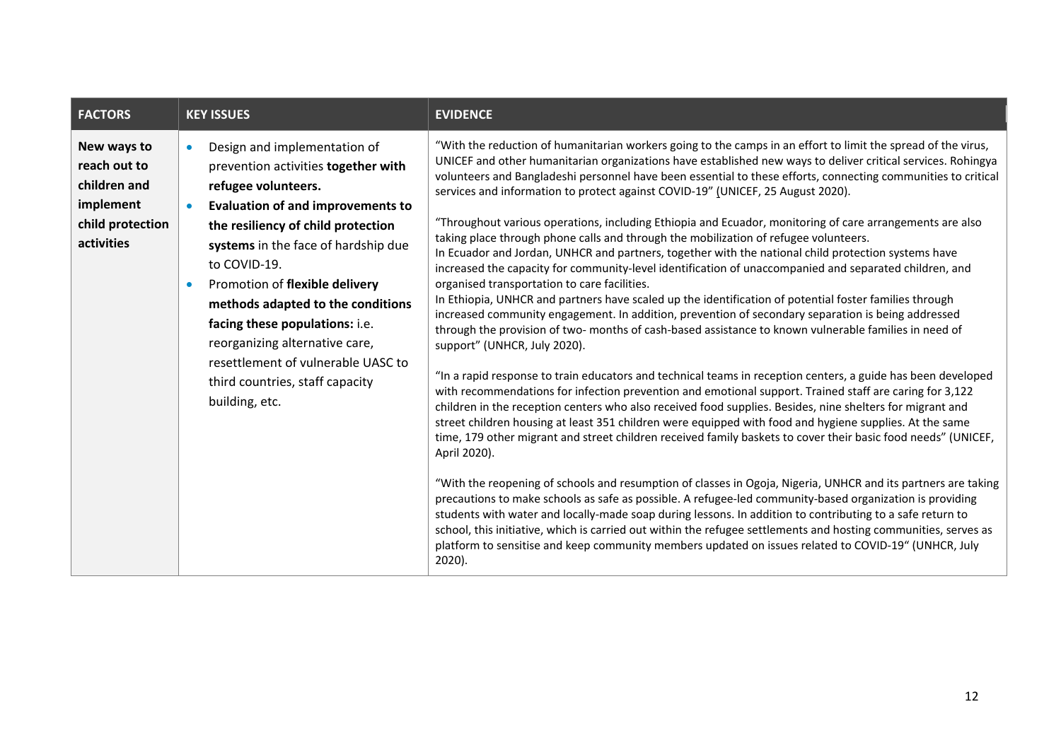| FACTORS | KEY ISSUES | EVIDENCE |
|---|---|---|
| **New ways to reach out to children and implement child protection activities** | • Design and implementation of prevention activities **together with refugee volunteers.**<br>• **Evaluation of and improvements to the resiliency of child protection systems** in the face of hardship due to COVID-19.<br>• Promotion of **flexible delivery methods adapted to the conditions facing these populations:** i.e. reorganizing alternative care, resettlement of vulnerable UASC to third countries, staff capacity building, etc. | "With the reduction of humanitarian workers going to the camps in an effort to limit the spread of the virus, UNICEF and other humanitarian organizations have established new ways to deliver critical services. Rohingya volunteers and Bangladeshi personnel have been essential to these efforts, connecting communities to critical services and information to protect against COVID-19" (UNICEF, 25 August 2020).<br><br>"Throughout various operations, including Ethiopia and Ecuador, monitoring of care arrangements are also taking place through phone calls and through the mobilization of refugee volunteers.<br>In Ecuador and Jordan, UNHCR and partners, together with the national child protection systems have increased the capacity for community-level identification of unaccompanied and separated children, and organised transportation to care facilities.<br>In Ethiopia, UNHCR and partners have scaled up the identification of potential foster families through increased community engagement. In addition, prevention of secondary separation is being addressed through the provision of two- months of cash-based assistance to known vulnerable families in need of support" (UNHCR, July 2020).<br><br>"In a rapid response to train educators and technical teams in reception centers, a guide has been developed with recommendations for infection prevention and emotional support. Trained staff are caring for 3,122 children in the reception centers who also received food supplies. Besides, nine shelters for migrant and street children housing at least 351 children were equipped with food and hygiene supplies. At the same time, 179 other migrant and street children received family baskets to cover their basic food needs" (UNICEF, April 2020).<br><br>"With the reopening of schools and resumption of classes in Ogoja, Nigeria, UNHCR and its partners are taking precautions to make schools as safe as possible. A refugee-led community-based organization is providing students with water and locally-made soap during lessons. In addition to contributing to a safe return to school, this initiative, which is carried out within the refugee settlements and hosting communities, serves as platform to sensitise and keep community members updated on issues related to COVID-19" (UNHCR, July 2020). |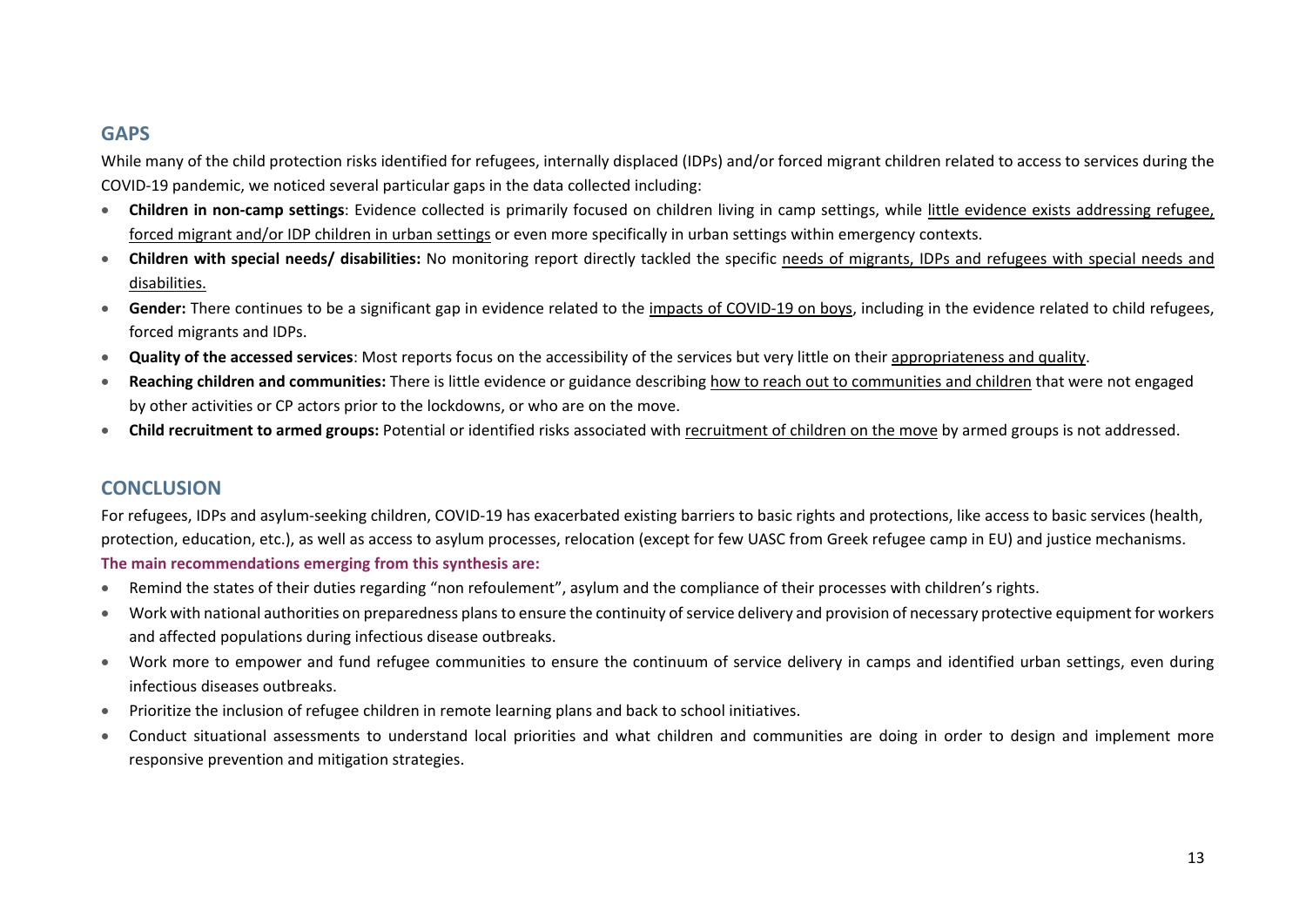## GAPS

While many of the child protection risks identified for refugees, internally displaced (IDPs) and/or forced migrant children related to access to services during the COVID-19 pandemic, we noticed several particular gaps in the data collected including:

- **Children in non-camp settings**: Evidence collected is primarily focused on children living in camp settings, while little evidence exists addressing refugee, forced migrant and/or IDP children in urban settings or even more specifically in urban settings within emergency contexts.
- **Children with special needs/ disabilities:** No monitoring report directly tackled the specific needs of migrants, IDPs and refugees with special needs and disabilities.
- **Gender:** There continues to be a significant gap in evidence related to the impacts of COVID-19 on boys, including in the evidence related to child refugees, forced migrants and IDPs.
- **Quality of the accessed services**: Most reports focus on the accessibility of the services but very little on their appropriateness and quality.
- **Reaching children and communities:** There is little evidence or guidance describing how to reach out to communities and children that were not engaged by other activities or CP actors prior to the lockdowns, or who are on the move.
- **Child recruitment to armed groups:** Potential or identified risks associated with recruitment of children on the move by armed groups is not addressed.

## CONCLUSION

For refugees, IDPs and asylum-seeking children, COVID-19 has exacerbated existing barriers to basic rights and protections, like access to basic services (health, protection, education, etc.), as well as access to asylum processes, relocation (except for few UASC from Greek refugee camp in EU) and justice mechanisms.

**The main recommendations emerging from this synthesis are:**

- Remind the states of their duties regarding "non refoulement", asylum and the compliance of their processes with children's rights.
- Work with national authorities on preparedness plans to ensure the continuity of service delivery and provision of necessary protective equipment for workers and affected populations during infectious disease outbreaks.
- Work more to empower and fund refugee communities to ensure the continuum of service delivery in camps and identified urban settings, even during infectious diseases outbreaks.
- Prioritize the inclusion of refugee children in remote learning plans and back to school initiatives.
- Conduct situational assessments to understand local priorities and what children and communities are doing in order to design and implement more responsive prevention and mitigation strategies.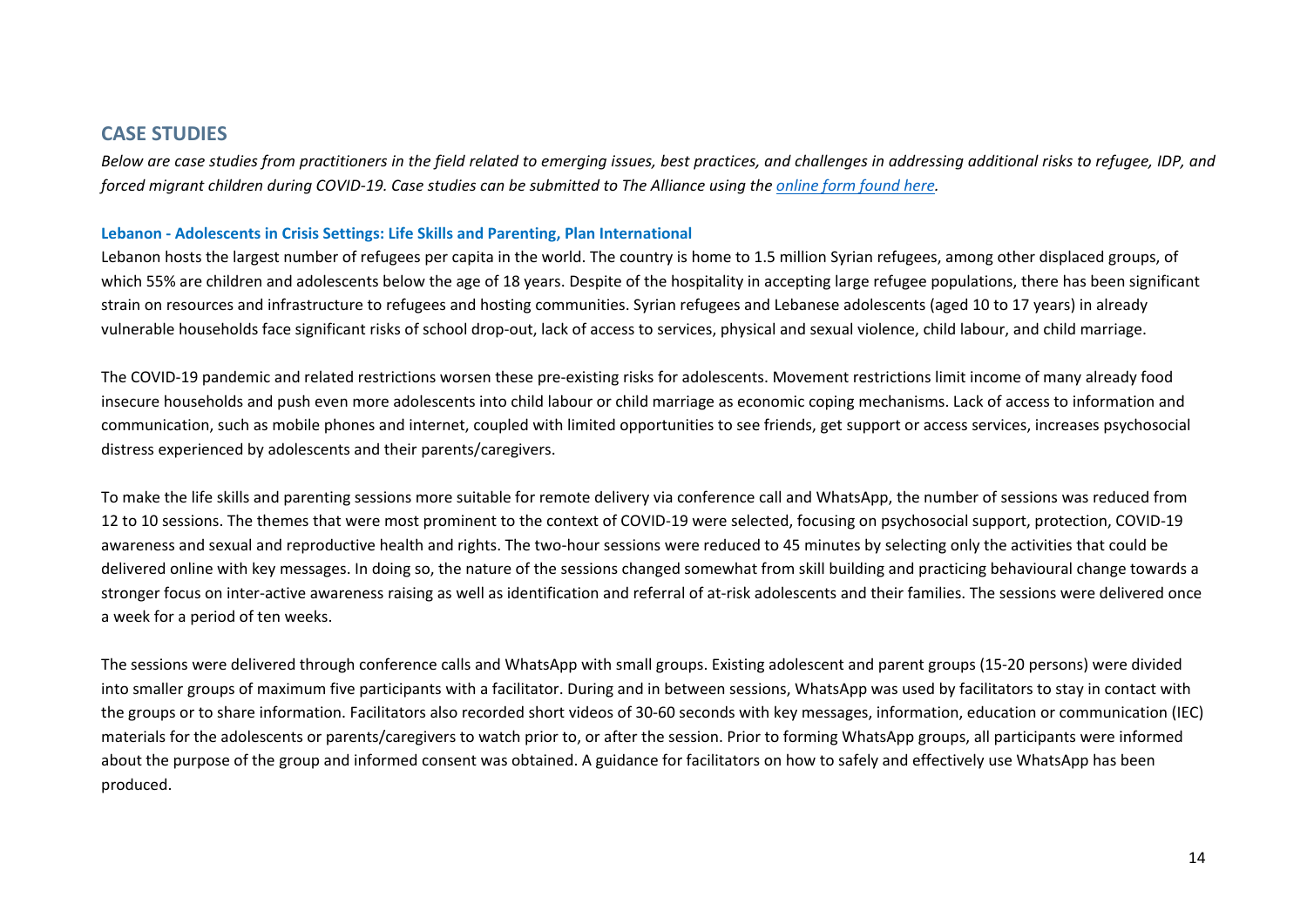## CASE STUDIES

*Below are case studies from practitioners in the field related to emerging issues, best practices, and challenges in addressing additional risks to refugee, IDP, and forced migrant children during COVID-19. Case studies can be submitted to The Alliance using the [online form found here](#).*

### Lebanon - Adolescents in Crisis Settings: Life Skills and Parenting, Plan International

Lebanon hosts the largest number of refugees per capita in the world. The country is home to 1.5 million Syrian refugees, among other displaced groups, of which 55% are children and adolescents below the age of 18 years. Despite of the hospitality in accepting large refugee populations, there has been significant strain on resources and infrastructure to refugees and hosting communities. Syrian refugees and Lebanese adolescents (aged 10 to 17 years) in already vulnerable households face significant risks of school drop-out, lack of access to services, physical and sexual violence, child labour, and child marriage.

The COVID-19 pandemic and related restrictions worsen these pre-existing risks for adolescents. Movement restrictions limit income of many already food insecure households and push even more adolescents into child labour or child marriage as economic coping mechanisms. Lack of access to information and communication, such as mobile phones and internet, coupled with limited opportunities to see friends, get support or access services, increases psychosocial distress experienced by adolescents and their parents/caregivers.

To make the life skills and parenting sessions more suitable for remote delivery via conference call and WhatsApp, the number of sessions was reduced from 12 to 10 sessions. The themes that were most prominent to the context of COVID-19 were selected, focusing on psychosocial support, protection, COVID-19 awareness and sexual and reproductive health and rights. The two-hour sessions were reduced to 45 minutes by selecting only the activities that could be delivered online with key messages. In doing so, the nature of the sessions changed somewhat from skill building and practicing behavioural change towards a stronger focus on inter-active awareness raising as well as identification and referral of at-risk adolescents and their families. The sessions were delivered once a week for a period of ten weeks.

The sessions were delivered through conference calls and WhatsApp with small groups. Existing adolescent and parent groups (15-20 persons) were divided into smaller groups of maximum five participants with a facilitator. During and in between sessions, WhatsApp was used by facilitators to stay in contact with the groups or to share information. Facilitators also recorded short videos of 30-60 seconds with key messages, information, education or communication (IEC) materials for the adolescents or parents/caregivers to watch prior to, or after the session. Prior to forming WhatsApp groups, all participants were informed about the purpose of the group and informed consent was obtained. A guidance for facilitators on how to safely and effectively use WhatsApp has been produced.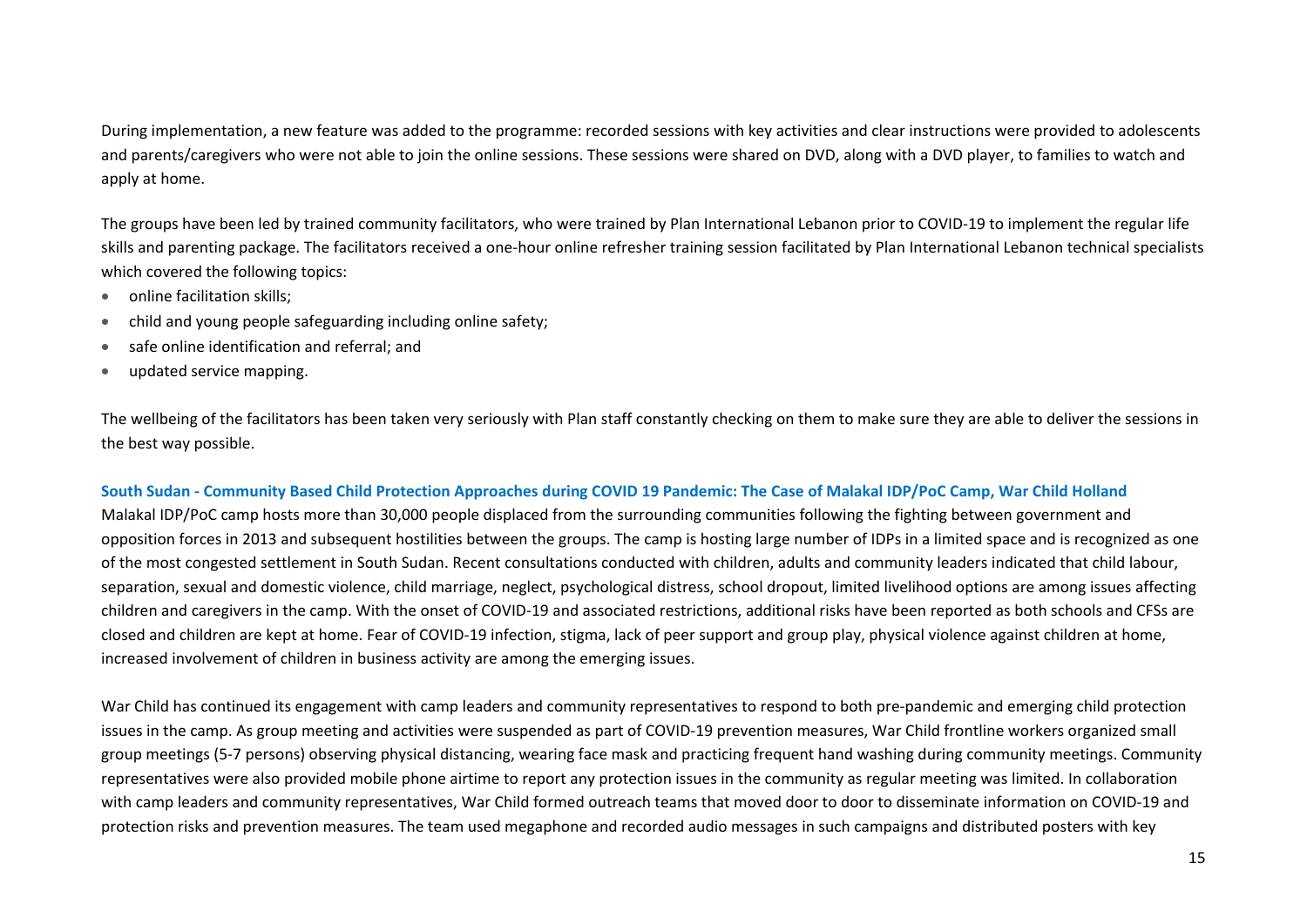During implementation, a new feature was added to the programme: recorded sessions with key activities and clear instructions were provided to adolescents and parents/caregivers who were not able to join the online sessions. These sessions were shared on DVD, along with a DVD player, to families to watch and apply at home.

The groups have been led by trained community facilitators, who were trained by Plan International Lebanon prior to COVID-19 to implement the regular life skills and parenting package. The facilitators received a one-hour online refresher training session facilitated by Plan International Lebanon technical specialists which covered the following topics:

- online facilitation skills;
- child and young people safeguarding including online safety;
- safe online identification and referral; and
- updated service mapping.

The wellbeing of the facilitators has been taken very seriously with Plan staff constantly checking on them to make sure they are able to deliver the sessions in the best way possible.

### South Sudan - Community Based Child Protection Approaches during COVID 19 Pandemic: The Case of Malakal IDP/PoC Camp, War Child Holland

Malakal IDP/PoC camp hosts more than 30,000 people displaced from the surrounding communities following the fighting between government and opposition forces in 2013 and subsequent hostilities between the groups. The camp is hosting large number of IDPs in a limited space and is recognized as one of the most congested settlement in South Sudan. Recent consultations conducted with children, adults and community leaders indicated that child labour, separation, sexual and domestic violence, child marriage, neglect, psychological distress, school dropout, limited livelihood options are among issues affecting children and caregivers in the camp. With the onset of COVID-19 and associated restrictions, additional risks have been reported as both schools and CFSs are closed and children are kept at home. Fear of COVID-19 infection, stigma, lack of peer support and group play, physical violence against children at home, increased involvement of children in business activity are among the emerging issues.

War Child has continued its engagement with camp leaders and community representatives to respond to both pre-pandemic and emerging child protection issues in the camp. As group meeting and activities were suspended as part of COVID-19 prevention measures, War Child frontline workers organized small group meetings (5-7 persons) observing physical distancing, wearing face mask and practicing frequent hand washing during community meetings. Community representatives were also provided mobile phone airtime to report any protection issues in the community as regular meeting was limited. In collaboration with camp leaders and community representatives, War Child formed outreach teams that moved door to door to disseminate information on COVID-19 and protection risks and prevention measures. The team used megaphone and recorded audio messages in such campaigns and distributed posters with key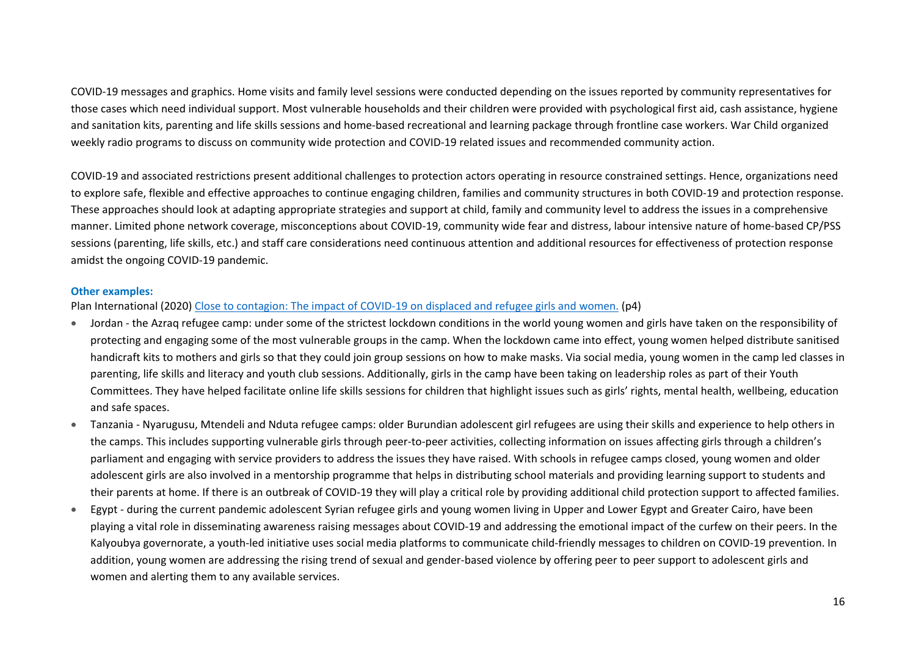COVID-19 messages and graphics. Home visits and family level sessions were conducted depending on the issues reported by community representatives for those cases which need individual support. Most vulnerable households and their children were provided with psychological first aid, cash assistance, hygiene and sanitation kits, parenting and life skills sessions and home-based recreational and learning package through frontline case workers. War Child organized weekly radio programs to discuss on community wide protection and COVID-19 related issues and recommended community action.

COVID-19 and associated restrictions present additional challenges to protection actors operating in resource constrained settings. Hence, organizations need to explore safe, flexible and effective approaches to continue engaging children, families and community structures in both COVID-19 and protection response. These approaches should look at adapting appropriate strategies and support at child, family and community level to address the issues in a comprehensive manner. Limited phone network coverage, misconceptions about COVID-19, community wide fear and distress, labour intensive nature of home-based CP/PSS sessions (parenting, life skills, etc.) and staff care considerations need continuous attention and additional resources for effectiveness of protection response amidst the ongoing COVID-19 pandemic.

**Other examples:**

Plan International (2020) [Close to contagion: The impact of COVID-19 on displaced and refugee girls and women.]() (p4)

- Jordan - the Azraq refugee camp: under some of the strictest lockdown conditions in the world young women and girls have taken on the responsibility of protecting and engaging some of the most vulnerable groups in the camp. When the lockdown came into effect, young women helped distribute sanitised handicraft kits to mothers and girls so that they could join group sessions on how to make masks. Via social media, young women in the camp led classes in parenting, life skills and literacy and youth club sessions. Additionally, girls in the camp have been taking on leadership roles as part of their Youth Committees. They have helped facilitate online life skills sessions for children that highlight issues such as girls' rights, mental health, wellbeing, education and safe spaces.
- Tanzania - Nyarugusu, Mtendeli and Nduta refugee camps: older Burundian adolescent girl refugees are using their skills and experience to help others in the camps. This includes supporting vulnerable girls through peer-to-peer activities, collecting information on issues affecting girls through a children's parliament and engaging with service providers to address the issues they have raised. With schools in refugee camps closed, young women and older adolescent girls are also involved in a mentorship programme that helps in distributing school materials and providing learning support to students and their parents at home. If there is an outbreak of COVID-19 they will play a critical role by providing additional child protection support to affected families.
- Egypt - during the current pandemic adolescent Syrian refugee girls and young women living in Upper and Lower Egypt and Greater Cairo, have been playing a vital role in disseminating awareness raising messages about COVID-19 and addressing the emotional impact of the curfew on their peers. In the Kalyoubya governorate, a youth-led initiative uses social media platforms to communicate child-friendly messages to children on COVID-19 prevention. In addition, young women are addressing the rising trend of sexual and gender-based violence by offering peer to peer support to adolescent girls and women and alerting them to any available services.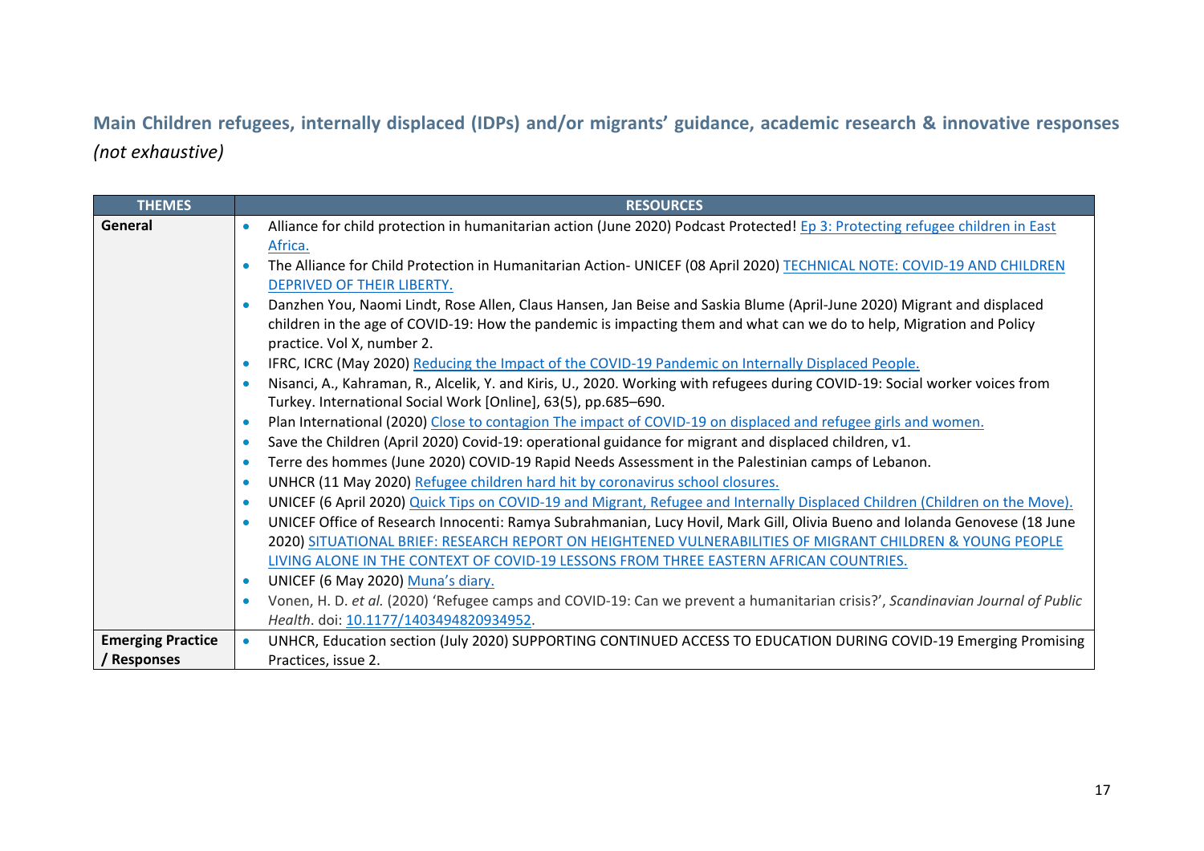## Main Children refugees, internally displaced (IDPs) and/or migrants' guidance, academic research & innovative responses *(not exhaustive)*

| THEMES | RESOURCES |
|---|---|
| **General** | • Alliance for child protection in humanitarian action (June 2020) Podcast Protected! Ep 3: Protecting refugee children in East Africa.<br>• The Alliance for Child Protection in Humanitarian Action- UNICEF (08 April 2020) TECHNICAL NOTE: COVID-19 AND CHILDREN DEPRIVED OF THEIR LIBERTY.<br>• Danzhen You, Naomi Lindt, Rose Allen, Claus Hansen, Jan Beise and Saskia Blume (April-June 2020) Migrant and displaced children in the age of COVID-19: How the pandemic is impacting them and what can we do to help, Migration and Policy practice. Vol X, number 2.<br>• IFRC, ICRC (May 2020) Reducing the Impact of the COVID-19 Pandemic on Internally Displaced People.<br>• Nisanci, A., Kahraman, R., Alcelik, Y. and Kiris, U., 2020. Working with refugees during COVID-19: Social worker voices from Turkey. International Social Work [Online], 63(5), pp.685–690.<br>• Plan International (2020) Close to contagion The impact of COVID-19 on displaced and refugee girls and women.<br>• Save the Children (April 2020) Covid-19: operational guidance for migrant and displaced children, v1.<br>• Terre des hommes (June 2020) COVID-19 Rapid Needs Assessment in the Palestinian camps of Lebanon.<br>• UNHCR (11 May 2020) Refugee children hard hit by coronavirus school closures.<br>• UNICEF (6 April 2020) Quick Tips on COVID-19 and Migrant, Refugee and Internally Displaced Children (Children on the Move).<br>• UNICEF Office of Research Innocenti: Ramya Subrahmanian, Lucy Hovil, Mark Gill, Olivia Bueno and Iolanda Genovese (18 June 2020) SITUATIONAL BRIEF: RESEARCH REPORT ON HEIGHTENED VULNERABILITIES OF MIGRANT CHILDREN & YOUNG PEOPLE LIVING ALONE IN THE CONTEXT OF COVID-19 LESSONS FROM THREE EASTERN AFRICAN COUNTRIES.<br>• UNICEF (6 May 2020) Muna's diary.<br>• Vonen, H. D. *et al.* (2020) 'Refugee camps and COVID-19: Can we prevent a humanitarian crisis?', *Scandinavian Journal of Public Health*. doi: 10.1177/1403494820934952. |
| **Emerging Practice / Responses** | • UNHCR, Education section (July 2020) SUPPORTING CONTINUED ACCESS TO EDUCATION DURING COVID-19 Emerging Promising Practices, issue 2. |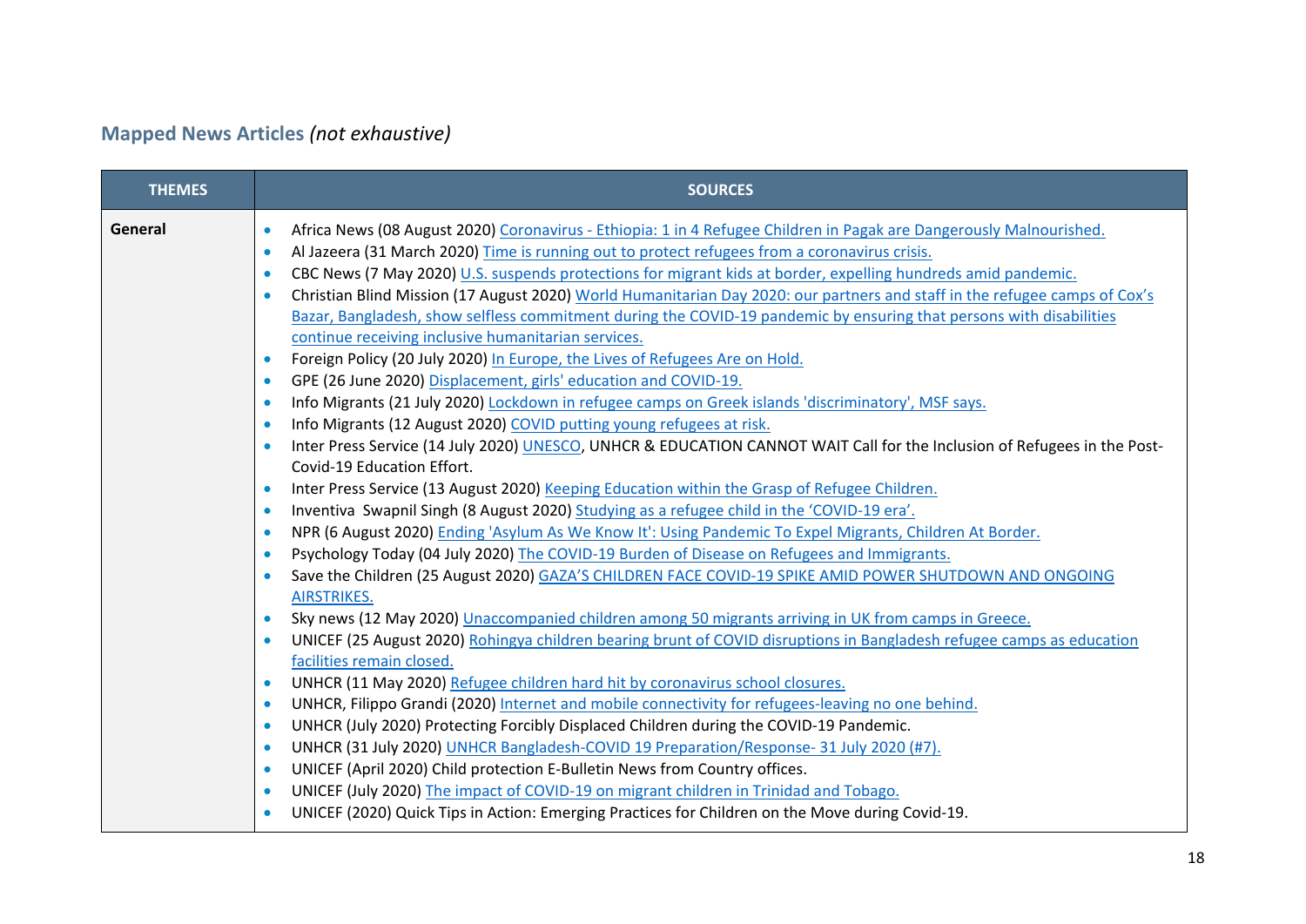## **Mapped News Articles** *(not exhaustive)*

| THEMES | SOURCES |
|---|---|
| **General** | • Africa News (08 August 2020) Coronavirus - Ethiopia: 1 in 4 Refugee Children in Pagak are Dangerously Malnourished.<br>• Al Jazeera (31 March 2020) Time is running out to protect refugees from a coronavirus crisis.<br>• CBC News (7 May 2020) U.S. suspends protections for migrant kids at border, expelling hundreds amid pandemic.<br>• Christian Blind Mission (17 August 2020) World Humanitarian Day 2020: our partners and staff in the refugee camps of Cox's Bazar, Bangladesh, show selfless commitment during the COVID-19 pandemic by ensuring that persons with disabilities continue receiving inclusive humanitarian services.<br>• Foreign Policy (20 July 2020) In Europe, the Lives of Refugees Are on Hold.<br>• GPE (26 June 2020) Displacement, girls' education and COVID-19.<br>• Info Migrants (21 July 2020) Lockdown in refugee camps on Greek islands 'discriminatory', MSF says.<br>• Info Migrants (12 August 2020) COVID putting young refugees at risk.<br>• Inter Press Service (14 July 2020) UNESCO, UNHCR & EDUCATION CANNOT WAIT Call for the Inclusion of Refugees in the Post-Covid-19 Education Effort.<br>• Inter Press Service (13 August 2020) Keeping Education within the Grasp of Refugee Children.<br>• Inventiva Swapnil Singh (8 August 2020) Studying as a refugee child in the 'COVID-19 era'.<br>• NPR (6 August 2020) Ending 'Asylum As We Know It': Using Pandemic To Expel Migrants, Children At Border.<br>• Psychology Today (04 July 2020) The COVID-19 Burden of Disease on Refugees and Immigrants.<br>• Save the Children (25 August 2020) GAZA'S CHILDREN FACE COVID-19 SPIKE AMID POWER SHUTDOWN AND ONGOING AIRSTRIKES.<br>• Sky news (12 May 2020) Unaccompanied children among 50 migrants arriving in UK from camps in Greece.<br>• UNICEF (25 August 2020) Rohingya children bearing brunt of COVID disruptions in Bangladesh refugee camps as education facilities remain closed.<br>• UNHCR (11 May 2020) Refugee children hard hit by coronavirus school closures.<br>• UNHCR, Filippo Grandi (2020) Internet and mobile connectivity for refugees-leaving no one behind.<br>• UNHCR (July 2020) Protecting Forcibly Displaced Children during the COVID-19 Pandemic.<br>• UNHCR (31 July 2020) UNHCR Bangladesh-COVID 19 Preparation/Response- 31 July 2020 (#7).<br>• UNICEF (April 2020) Child protection E-Bulletin News from Country offices.<br>• UNICEF (July 2020) The impact of COVID-19 on migrant children in Trinidad and Tobago.<br>• UNICEF (2020) Quick Tips in Action: Emerging Practices for Children on the Move during Covid-19. |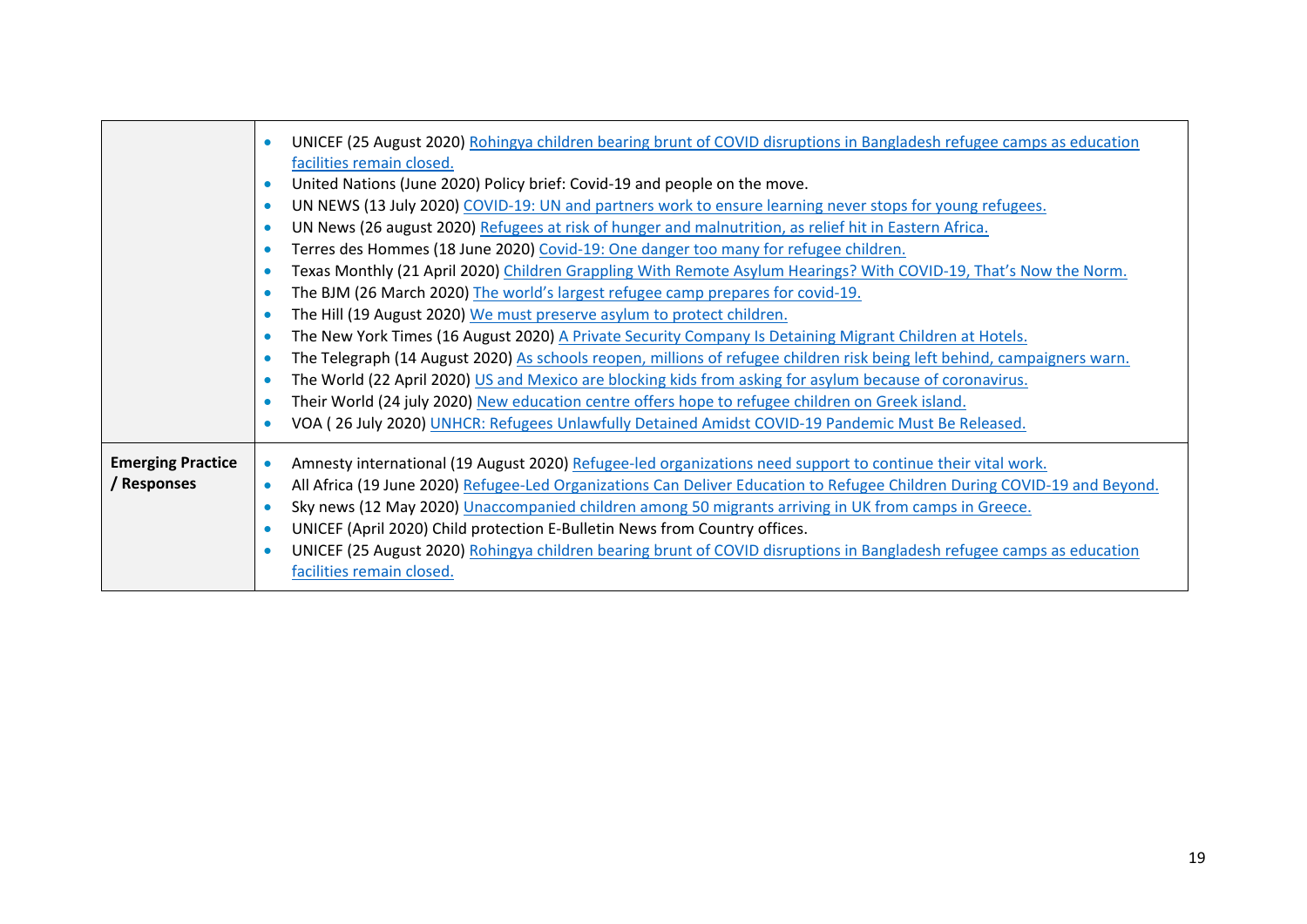| | |
|---|---|
| | • UNICEF (25 August 2020) Rohingya children bearing brunt of COVID disruptions in Bangladesh refugee camps as education facilities remain closed.<br>• United Nations (June 2020) Policy brief: Covid-19 and people on the move.<br>• UN NEWS (13 July 2020) COVID-19: UN and partners work to ensure learning never stops for young refugees.<br>• UN News (26 august 2020) Refugees at risk of hunger and malnutrition, as relief hit in Eastern Africa.<br>• Terres des Hommes (18 June 2020) Covid-19: One danger too many for refugee children.<br>• Texas Monthly (21 April 2020) Children Grappling With Remote Asylum Hearings? With COVID-19, That's Now the Norm.<br>• The BJM (26 March 2020) The world's largest refugee camp prepares for covid-19.<br>• The Hill (19 August 2020) We must preserve asylum to protect children.<br>• The New York Times (16 August 2020) A Private Security Company Is Detaining Migrant Children at Hotels.<br>• The Telegraph (14 August 2020) As schools reopen, millions of refugee children risk being left behind, campaigners warn.<br>• The World (22 April 2020) US and Mexico are blocking kids from asking for asylum because of coronavirus.<br>• Their World (24 july 2020) New education centre offers hope to refugee children on Greek island.<br>• VOA ( 26 July 2020) UNHCR: Refugees Unlawfully Detained Amidst COVID-19 Pandemic Must Be Released. |
| **Emerging Practice / Responses** | • Amnesty international (19 August 2020) Refugee-led organizations need support to continue their vital work.<br>• All Africa (19 June 2020) Refugee-Led Organizations Can Deliver Education to Refugee Children During COVID-19 and Beyond.<br>• Sky news (12 May 2020) Unaccompanied children among 50 migrants arriving in UK from camps in Greece.<br>• UNICEF (April 2020) Child protection E-Bulletin News from Country offices.<br>• UNICEF (25 August 2020) Rohingya children bearing brunt of COVID disruptions in Bangladesh refugee camps as education facilities remain closed. |